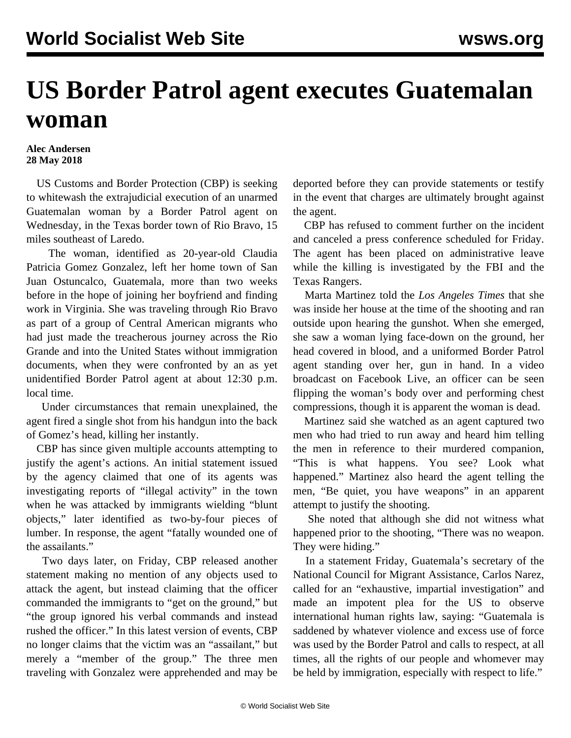# US Border Patrol agent executes Guatemalan woman

**Alec Andersen**
**28 May 2018**

US Customs and Border Protection (CBP) is seeking to whitewash the extrajudicial execution of an unarmed Guatemalan woman by a Border Patrol agent on Wednesday, in the Texas border town of Rio Bravo, 15 miles southeast of Laredo.

The woman, identified as 20-year-old Claudia Patricia Gomez Gonzalez, left her home town of San Juan Ostuncalco, Guatemala, more than two weeks before in the hope of joining her boyfriend and finding work in Virginia. She was traveling through Rio Bravo as part of a group of Central American migrants who had just made the treacherous journey across the Rio Grande and into the United States without immigration documents, when they were confronted by an as yet unidentified Border Patrol agent at about 12:30 p.m. local time.

Under circumstances that remain unexplained, the agent fired a single shot from his handgun into the back of Gomez's head, killing her instantly.

CBP has since given multiple accounts attempting to justify the agent's actions. An initial statement issued by the agency claimed that one of its agents was investigating reports of "illegal activity" in the town when he was attacked by immigrants wielding "blunt objects," later identified as two-by-four pieces of lumber. In response, the agent "fatally wounded one of the assailants."

Two days later, on Friday, CBP released another statement making no mention of any objects used to attack the agent, but instead claiming that the officer commanded the immigrants to "get on the ground," but "the group ignored his verbal commands and instead rushed the officer." In this latest version of events, CBP no longer claims that the victim was an "assailant," but merely a "member of the group." The three men traveling with Gonzalez were apprehended and may be deported before they can provide statements or testify in the event that charges are ultimately brought against the agent.

CBP has refused to comment further on the incident and canceled a press conference scheduled for Friday. The agent has been placed on administrative leave while the killing is investigated by the FBI and the Texas Rangers.

Marta Martinez told the *Los Angeles Times* that she was inside her house at the time of the shooting and ran outside upon hearing the gunshot. When she emerged, she saw a woman lying face-down on the ground, her head covered in blood, and a uniformed Border Patrol agent standing over her, gun in hand. In a video broadcast on Facebook Live, an officer can be seen flipping the woman's body over and performing chest compressions, though it is apparent the woman is dead.

Martinez said she watched as an agent captured two men who had tried to run away and heard him telling the men in reference to their murdered companion, "This is what happens. You see? Look what happened." Martinez also heard the agent telling the men, "Be quiet, you have weapons" in an apparent attempt to justify the shooting.

She noted that although she did not witness what happened prior to the shooting, "There was no weapon. They were hiding."

In a statement Friday, Guatemala's secretary of the National Council for Migrant Assistance, Carlos Narez, called for an "exhaustive, impartial investigation" and made an impotent plea for the US to observe international human rights law, saying: "Guatemala is saddened by whatever violence and excess use of force was used by the Border Patrol and calls to respect, at all times, all the rights of our people and whomever may be held by immigration, especially with respect to life."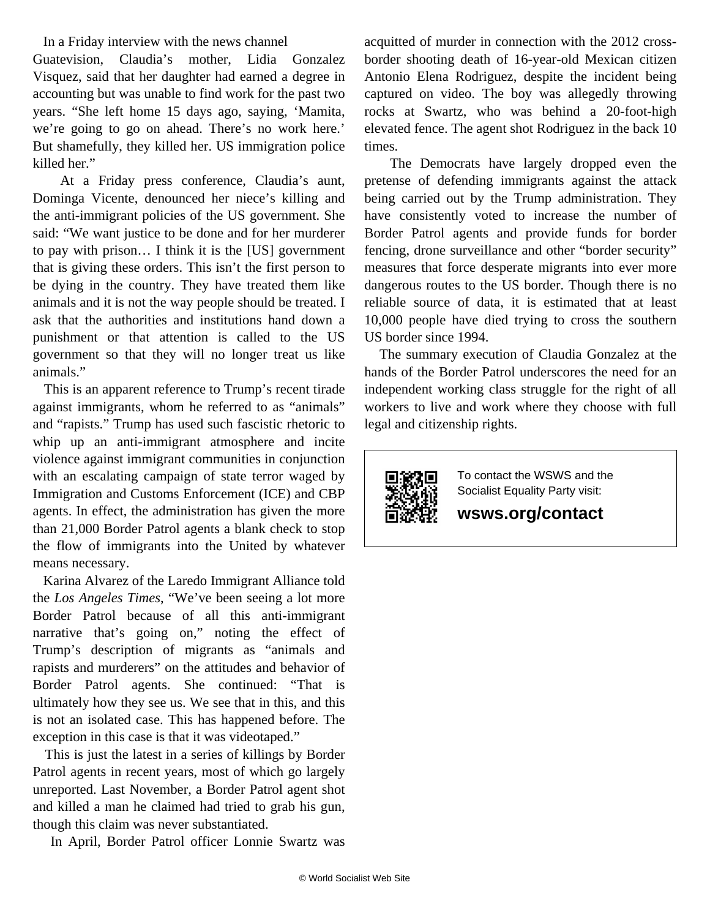In a Friday interview with the news channel Guatevision, Claudia's mother, Lidia Gonzalez Visquez, said that her daughter had earned a degree in accounting but was unable to find work for the past two years. "She left home 15 days ago, saying, 'Mamita, we're going to go on ahead. There's no work here.' But shamefully, they killed her. US immigration police killed her."

At a Friday press conference, Claudia's aunt, Dominga Vicente, denounced her niece's killing and the anti-immigrant policies of the US government. She said: "We want justice to be done and for her murderer to pay with prison… I think it is the [US] government that is giving these orders. This isn't the first person to be dying in the country. They have treated them like animals and it is not the way people should be treated. I ask that the authorities and institutions hand down a punishment or that attention is called to the US government so that they will no longer treat us like animals."

This is an apparent reference to Trump's recent tirade against immigrants, whom he referred to as "animals" and "rapists." Trump has used such fascistic rhetoric to whip up an anti-immigrant atmosphere and incite violence against immigrant communities in conjunction with an escalating campaign of state terror waged by Immigration and Customs Enforcement (ICE) and CBP agents. In effect, the administration has given the more than 21,000 Border Patrol agents a blank check to stop the flow of immigrants into the United by whatever means necessary.

Karina Alvarez of the Laredo Immigrant Alliance told the *Los Angeles Times*, "We've been seeing a lot more Border Patrol because of all this anti-immigrant narrative that's going on," noting the effect of Trump's description of migrants as "animals and rapists and murderers" on the attitudes and behavior of Border Patrol agents. She continued: "That is ultimately how they see us. We see that in this, and this is not an isolated case. This has happened before. The exception in this case is that it was videotaped."

This is just the latest in a series of killings by Border Patrol agents in recent years, most of which go largely unreported. Last November, a Border Patrol agent shot and killed a man he claimed had tried to grab his gun, though this claim was never substantiated.

In April, Border Patrol officer Lonnie Swartz was acquitted of murder in connection with the 2012 cross-border shooting death of 16-year-old Mexican citizen Antonio Elena Rodriguez, despite the incident being captured on video. The boy was allegedly throwing rocks at Swartz, who was behind a 20-foot-high elevated fence. The agent shot Rodriguez in the back 10 times.

The Democrats have largely dropped even the pretense of defending immigrants against the attack being carried out by the Trump administration. They have consistently voted to increase the number of Border Patrol agents and provide funds for border fencing, drone surveillance and other "border security" measures that force desperate migrants into ever more dangerous routes to the US border. Though there is no reliable source of data, it is estimated that at least 10,000 people have died trying to cross the southern US border since 1994.

The summary execution of Claudia Gonzalez at the hands of the Border Patrol underscores the need for an independent working class struggle for the right of all workers to live and work where they choose with full legal and citizenship rights.

To contact the WSWS and the Socialist Equality Party visit:

**wsws.org/contact**